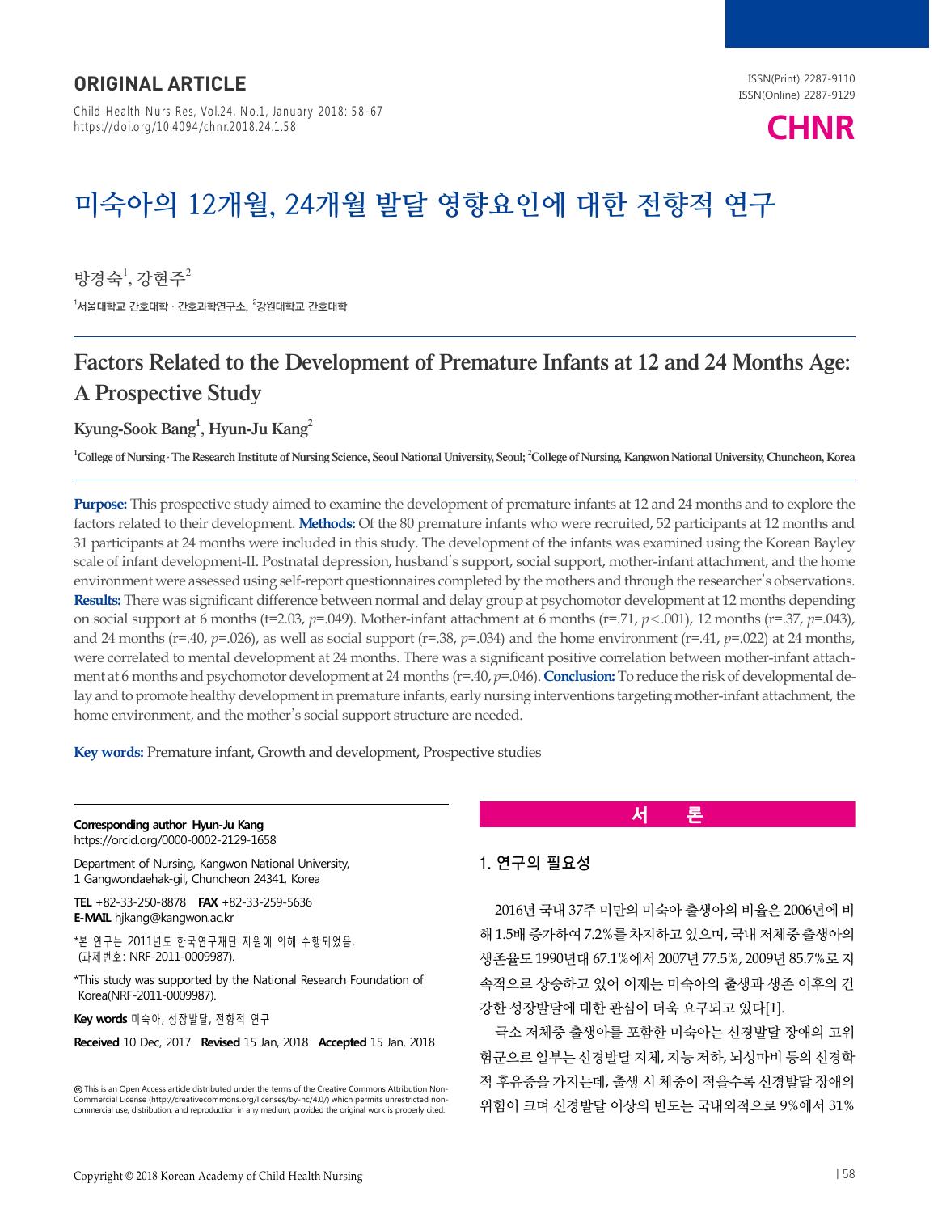**ORIGINAL ARTICLE**

ISSN(Print) 2287-9110
ISSN(Online) 2287-9129

Child Health Nurs Res, Vol.24, No.1, January 2018: 58-67
https://doi.org/10.4094/chnr.2018.24.1.58

# 미숙아의 12개월, 24개월 발달 영향요인에 대한 전향적 연구

방경숙[1], 강현주[2]

[1]서울대학교 간호대학 · 간호과학연구소, [2]강원대학교 간호대학

# Factors Related to the Development of Premature Infants at 12 and 24 Months Age: A Prospective Study

**Kyung-Sook Bang[1], Hyun-Ju Kang[2]**

[1]College of Nursing · The Research Institute of Nursing Science, Seoul National University, Seoul; [2]College of Nursing, Kangwon National University, Chuncheon, Korea

**Purpose:** This prospective study aimed to examine the development of premature infants at 12 and 24 months and to explore the factors related to their development. **Methods:** Of the 80 premature infants who were recruited, 52 participants at 12 months and 31 participants at 24 months were included in this study. The development of the infants was examined using the Korean Bayley scale of infant development-II. Postnatal depression, husband's support, social support, mother-infant attachment, and the home environment were assessed using self-report questionnaires completed by the mothers and through the researcher's observations. **Results:** There was significant difference between normal and delay group at psychomotor development at 12 months depending on social support at 6 months ($t=2.03$, $p=.049$). Mother-infant attachment at 6 months ($r=.71$, $p<.001$), 12 months ($r=.37$, $p=.043$), and 24 months ($r=.40$, $p=.026$), as well as social support ($r=.38$, $p=.034$) and the home environment ($r=.41$, $p=.022$) at 24 months, were correlated to mental development at 24 months. There was a significant positive correlation between mother-infant attachment at 6 months and psychomotor development at 24 months ($r=.40$, $p=.046$). **Conclusion:** To reduce the risk of developmental delay and to promote healthy development in premature infants, early nursing interventions targeting mother-infant attachment, the home environment, and the mother's social support structure are needed.

**Key words:** Premature infant, Growth and development, Prospective studies

**Corresponding author** Hyun-Ju Kang
https://orcid.org/0000-0002-2129-1658

Department of Nursing, Kangwon National University, 1 Gangwondaehak-gil, Chuncheon 24341, Korea

**TEL** +82-33-250-8878 **FAX** +82-33-259-5636
**E-MAIL** hjkang@kangwon.ac.kr

*본 연구는 2011년도 한국연구재단 지원에 의해 수행되었음. (과제번호: NRF-2011-0009987).

*This study was supported by the National Research Foundation of Korea(NRF-2011-0009987).

**Key words** 미숙아, 성장발달, 전향적 연구

**Received** 10 Dec, 2017 **Revised** 15 Jan, 2018 **Accepted** 15 Jan, 2018

This is an Open Access article distributed under the terms of the Creative Commons Attribution Non-Commercial License (http://creativecommons.org/licenses/by-nc/4.0/) which permits unrestricted non-commercial use, distribution, and reproduction in any medium, provided the original work is properly cited.

## 서 론

### 1. 연구의 필요성

2016년 국내 37주 미만의 미숙아 출생아의 비율은 2006년에 비해 1.5배 증가하여 7.2%를 차지하고 있으며, 국내 저체중 출생아의 생존율도 1990년대 67.1%에서 2007년 77.5%, 2009년 85.7%로 지속적으로 상승하고 있어 이제는 미숙아의 출생과 생존 이후의 건강한 성장발달에 대한 관심이 더욱 요구되고 있다[1].

극소 저체중 출생아를 포함한 미숙아는 신경발달 장애의 고위험군으로 일부는 신경발달 지체, 지능 저하, 뇌성마비 등의 신경학적 후유증을 가지는데, 출생 시 체중이 적을수록 신경발달 장애의 위험이 크며 신경발달 이상의 빈도는 국내외적으로 9%에서 31%

Copyright © 2018 Korean Academy of Child Health Nursing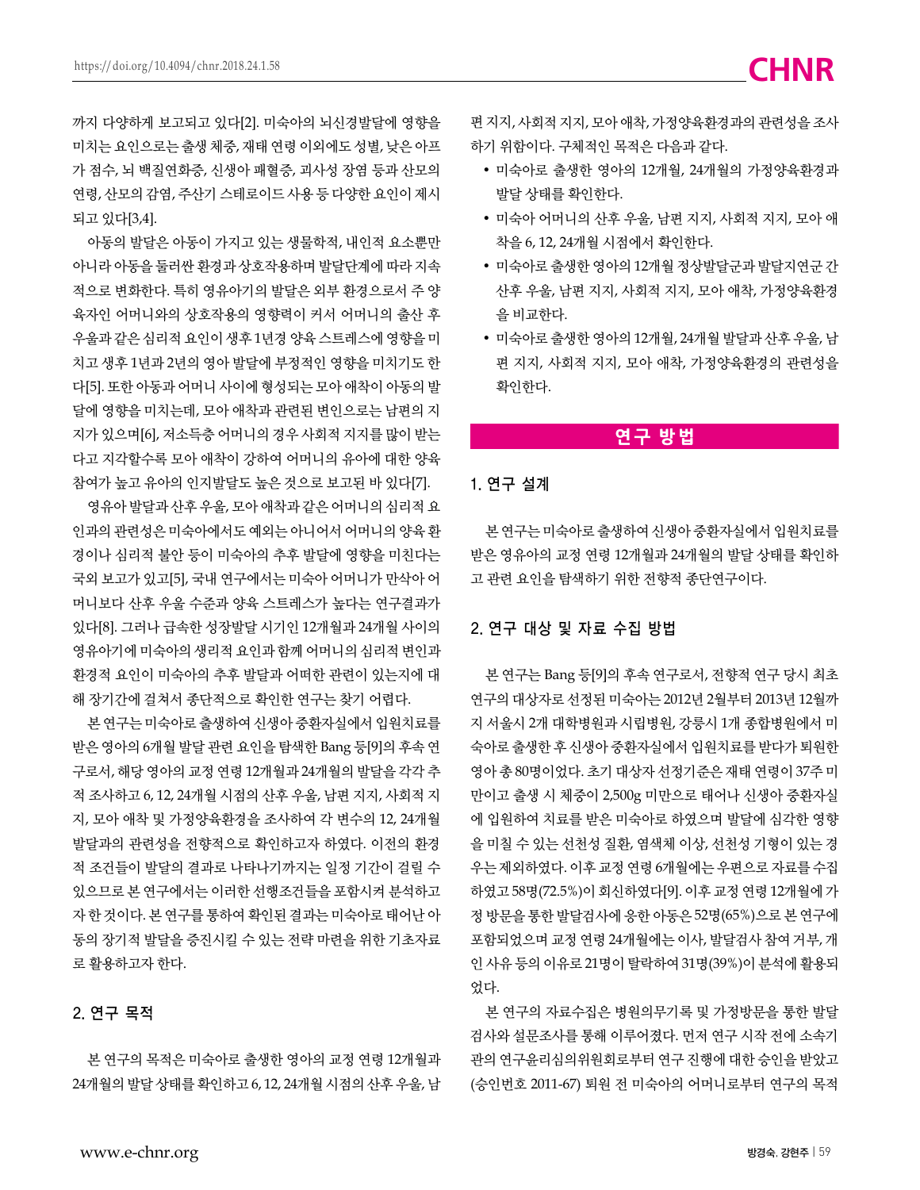까지 다양하게 보고되고 있다[2]. 미숙아의 뇌신경발달에 영향을 미치는 요인으로는 출생 체중, 재태 연령 이외에도 성별, 낮은 아프가 점수, 뇌 백질연화증, 신생아 패혈증, 괴사성 장염 등과 산모의 연령, 산모의 감염, 주산기 스테로이드 사용 등 다양한 요인이 제시되고 있다[3,4].

아동의 발달은 아동이 가지고 있는 생물학적, 내인적 요소뿐만 아니라 아동을 둘러싼 환경과 상호작용하며 발달단계에 따라 지속적으로 변화한다. 특히 영유아기의 발달은 외부 환경으로서 주 양육자인 어머니와의 상호작용의 영향력이 커서 어머니의 출산 후 우울과 같은 심리적 요인이 생후 1년경 양육 스트레스에 영향을 미치고 생후 1년과 2년의 영아 발달에 부정적인 영향을 미치기도 한다[5]. 또한 아동과 어머니 사이에 형성되는 모아 애착이 아동의 발달에 영향을 미치는데, 모아 애착과 관련된 변인으로는 남편의 지지가 있으며[6], 저소득층 어머니의 경우 사회적 지지를 많이 받는다고 지각할수록 모아 애착이 강하여 어머니의 유아에 대한 양육 참여가 높고 유아의 인지발달도 높은 것으로 보고된 바 있다[7].

영유아 발달과 산후 우울, 모아 애착과 같은 어머니의 심리적 요인과의 관련성은 미숙아에서도 예외는 아니어서 어머니의 양육 환경이나 심리적 불안 등이 미숙아의 추후 발달에 영향을 미친다는 국외 보고가 있고[5], 국내 연구에서는 미숙아 어머니가 만삭아 어머니보다 산후 우울 수준과 양육 스트레스가 높다는 연구결과가 있다[8]. 그러나 급속한 성장발달 시기인 12개월과 24개월 사이의 영유아기에 미숙아의 생리적 요인과 함께 어머니의 심리적 변인과 환경적 요인이 미숙아의 추후 발달과 어떠한 관련이 있는지에 대해 장기간에 걸쳐서 종단적으로 확인한 연구는 찾기 어렵다.

본 연구는 미숙아로 출생하여 신생아 중환자실에서 입원치료를 받은 영아의 6개월 발달 관련 요인을 탐색한 Bang 등[9]의 후속 연구로서, 해당 영아의 교정 연령 12개월과 24개월의 발달을 각각 추적 조사하고 6, 12, 24개월 시점의 산후 우울, 남편 지지, 사회적 지지, 모아 애착 및 가정양육환경을 조사하여 각 변수의 12, 24개월 발달과의 관련성을 전향적으로 확인하고자 하였다. 이전의 환경적 조건들이 발달의 결과로 나타나기까지는 일정 기간이 걸릴 수 있으므로 본 연구에서는 이러한 선행조건들을 포함시켜 분석하고자 한 것이다. 본 연구를 통하여 확인된 결과는 미숙아로 태어난 아동의 장기적 발달을 증진시킬 수 있는 전략 마련을 위한 기초자료로 활용하고자 한다.

## 2. 연구 목적

본 연구의 목적은 미숙아로 출생한 영아의 교정 연령 12개월과 24개월의 발달 상태를 확인하고 6, 12, 24개월 시점의 산후 우울, 남편 지지, 사회적 지지, 모아 애착, 가정양육환경과의 관련성을 조사하기 위함이다. 구체적인 목적은 다음과 같다.

- 미숙아로 출생한 영아의 12개월, 24개월의 가정양육환경과 발달 상태를 확인한다.
- 미숙아 어머니의 산후 우울, 남편 지지, 사회적 지지, 모아 애착을 6, 12, 24개월 시점에서 확인한다.
- 미숙아로 출생한 영아의 12개월 정상발달군과 발달지연군 간 산후 우울, 남편 지지, 사회적 지지, 모아 애착, 가정양육환경을 비교한다.
- 미숙아로 출생한 영아의 12개월, 24개월 발달과 산후 우울, 남편 지지, 사회적 지지, 모아 애착, 가정양육환경의 관련성을 확인한다.

# 연구 방법

## 1. 연구 설계

본 연구는 미숙아로 출생하여 신생아 중환자실에서 입원치료를 받은 영유아의 교정 연령 12개월과 24개월의 발달 상태를 확인하고 관련 요인을 탐색하기 위한 전향적 종단연구이다.

## 2. 연구 대상 및 자료 수집 방법

본 연구는 Bang 등[9]의 후속 연구로서, 전향적 연구 당시 최초 연구의 대상자로 선정된 미숙아는 2012년 2월부터 2013년 12월까지 서울시 2개 대학병원과 시립병원, 강릉시 1개 종합병원에서 미숙아로 출생한 후 신생아 중환자실에서 입원치료를 받다가 퇴원한 영아 총 80명이었다. 초기 대상자 선정기준은 재태 연령이 37주 미만이고 출생 시 체중이 2,500g 미만으로 태어나 신생아 중환자실에 입원하여 치료를 받은 미숙아로 하였으며 발달에 심각한 영향을 미칠 수 있는 선천성 질환, 염색체 이상, 선천성 기형이 있는 경우는 제외하였다. 이후 교정 연령 6개월에는 우편으로 자료를 수집하였고 58명(72.5%)이 회신하였다[9]. 이후 교정 연령 12개월에 가정 방문을 통한 발달검사에 응한 아동은 52명(65%)으로 본 연구에 포함되었으며 교정 연령 24개월에는 이사, 발달검사 참여 거부, 개인 사유 등의 이유로 21명이 탈락하여 31명(39%)이 분석에 활용되었다.

본 연구의 자료수집은 병원의무기록 및 가정방문을 통한 발달검사와 설문조사를 통해 이루어졌다. 먼저 연구 시작 전에 소속기관의 연구윤리심의위원회로부터 연구 진행에 대한 승인을 받았고(승인번호 2011-67) 퇴원 전 미숙아의 어머니로부터 연구의 목적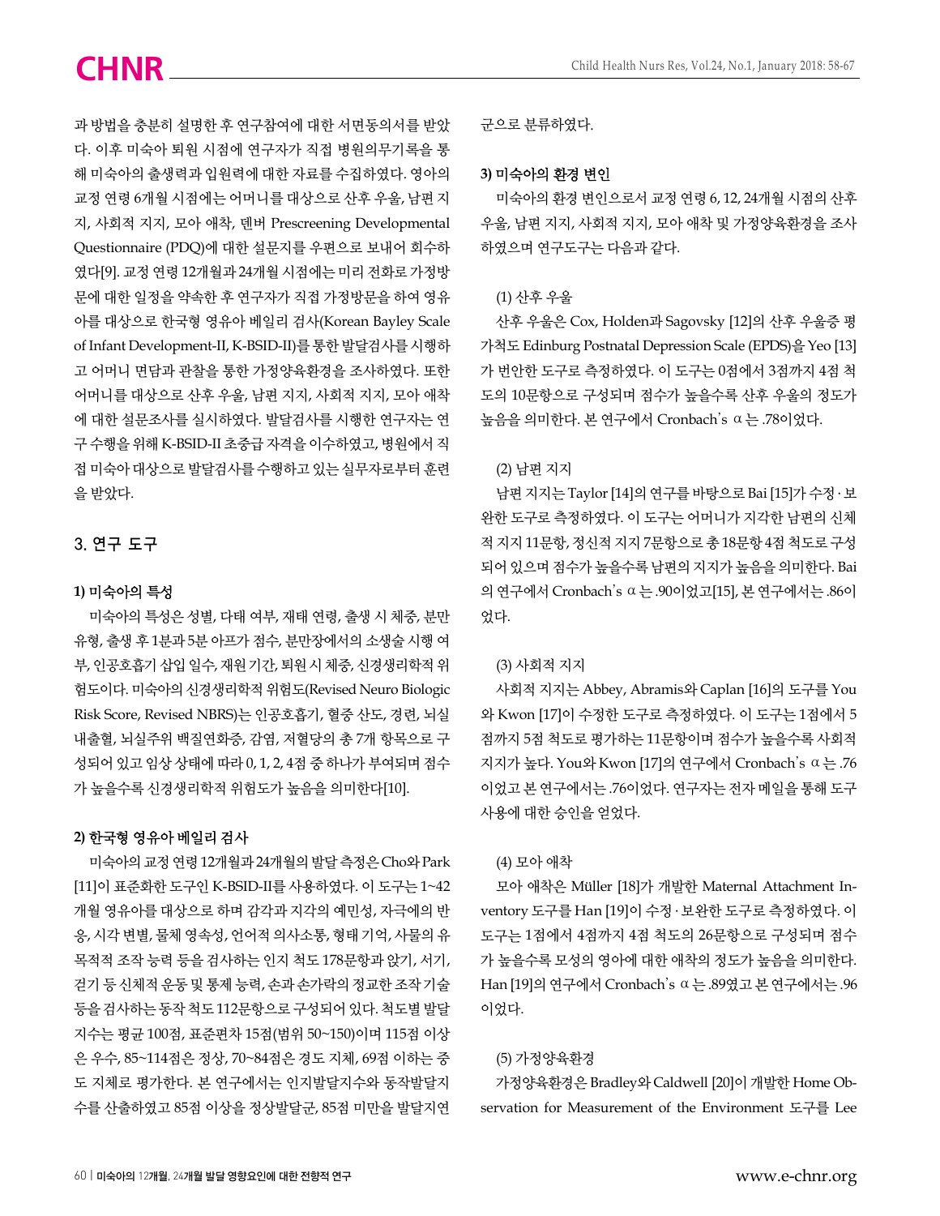과 방법을 충분히 설명한 후 연구참여에 대한 서면동의서를 받았다. 이후 미숙아 퇴원 시점에 연구자가 직접 병원의무기록을 통해 미숙아의 출생력과 입원력에 대한 자료를 수집하였다. 영아의 교정 연령 6개월 시점에는 어머니를 대상으로 산후 우울, 남편 지지, 사회적 지지, 모아 애착, 덴버 Prescreening Developmental Questionnaire (PDQ)에 대한 설문지를 우편으로 보내어 회수하였다[9]. 교정 연령 12개월과 24개월 시점에는 미리 전화로 가정방문에 대한 일정을 약속한 후 연구자가 직접 가정방문을 하여 영유아를 대상으로 한국형 영유아 베일리 검사(Korean Bayley Scale of Infant Development-II, K-BSID-II)를 통한 발달검사를 시행하고 어머니 면담과 관찰을 통한 가정양육환경을 조사하였다. 또한 어머니를 대상으로 산후 우울, 남편 지지, 사회적 지지, 모아 애착에 대한 설문조사를 실시하였다. 발달검사를 시행한 연구자는 연구 수행을 위해 K-BSID-II 초중급 자격을 이수하였고, 병원에서 직접 미숙아 대상으로 발달검사를 수행하고 있는 실무자로부터 훈련을 받았다.

## 3. 연구 도구

### 1) 미숙아의 특성

미숙아의 특성은 성별, 다태 여부, 재태 연령, 출생 시 체중, 분만 유형, 출생 후 1분과 5분 아프가 점수, 분만장에서의 소생술 시행 여부, 인공호흡기 삽입 일수, 재원 기간, 퇴원 시 체중, 신경생리학적 위험도이다. 미숙아의 신경생리학적 위험도(Revised Neuro Biologic Risk Score, Revised NBRS)는 인공호흡기, 혈중 산도, 경련, 뇌실 내출혈, 뇌실주위 백질연화증, 감염, 저혈당의 총 7개 항목으로 구성되어 있고 임상 상태에 따라 0, 1, 2, 4점 중 하나가 부여되며 점수가 높을수록 신경생리학적 위험도가 높음을 의미한다[10].

### 2) 한국형 영유아 베일리 검사

미숙아의 교정 연령 12개월과 24개월의 발달 측정은 Cho와 Park [11]이 표준화한 도구인 K-BSID-II를 사용하였다. 이 도구는 1~42개월 영유아를 대상으로 하며 감각과 지각의 예민성, 자극에의 반응, 시각 변별, 물체 영속성, 언어적 의사소통, 형태 기억, 사물의 유목적적 조작 능력 등을 검사하는 인지 척도 178문항과 앉기, 서기, 걷기 등 신체적 운동 및 통제 능력, 손과 손가락의 정교한 조작기술 등을 검사하는 동작 척도 112문항으로 구성되어 있다. 척도별 발달지수는 평균 100점, 표준편차 15점(범위 50~150)이며 115점 이상은 우수, 85~114점은 정상, 70~84점은 경도 지체, 69점 이하는 중도 지체로 평가한다. 본 연구에서는 인지발달지수와 동작발달지수를 산출하였고 85점 이상을 정상발달군, 85점 미만을 발달지연군으로 분류하였다.

### 3) 미숙아의 환경 변인

미숙아의 환경 변인으로서 교정 연령 6, 12, 24개월 시점의 산후 우울, 남편 지지, 사회적 지지, 모아 애착 및 가정양육환경을 조사하였으며 연구도구는 다음과 같다.

(1) 산후 우울

산후 우울은 Cox, Holden과 Sagovsky [12]의 산후 우울증 평가척도 Edinburgh Postnatal Depression Scale (EPDS)을 Yeo [13]가 번안한 도구로 측정하였다. 이 도구는 0점에서 3점까지 4점 척도의 10문항으로 구성되며 점수가 높을수록 산후 우울의 정도가 높음을 의미한다. 본 연구에서 Cronbach's α는 .78이었다.

(2) 남편 지지

남편 지지는 Taylor [14]의 연구를 바탕으로 Bai [15]가 수정·보완한 도구로 측정하였다. 이 도구는 어머니가 지각한 남편의 신체적 지지 11문항, 정신적 지지 7문항으로 총 18문항 4점 척도로 구성되어 있으며 점수가 높을수록 남편의 지지가 높음을 의미한다. Bai의 연구에서 Cronbach's α는 .90이었고[15], 본 연구에서는 .86이었다.

(3) 사회적 지지

사회적 지지는 Abbey, Abramis와 Caplan [16]의 도구를 You와 Kwon [17]이 수정한 도구로 측정하였다. 이 도구는 1점에서 5점까지 5점 척도로 평가하는 11문항이며 점수가 높을수록 사회적 지지가 높다. You와 Kwon [17]의 연구에서 Cronbach's α는 .76이었고 본 연구에서는 .76이었다. 연구자는 전자 메일을 통해 도구 사용에 대한 승인을 얻었다.

(4) 모아 애착

모아 애착은 Müller [18]가 개발한 Maternal Attachment Inventory 도구를 Han [19]이 수정·보완한 도구로 측정하였다. 이 도구는 1점에서 4점까지 4점 척도의 26문항으로 구성되며 점수가 높을수록 모성의 영아에 대한 애착의 정도가 높음을 의미한다. Han [19]의 연구에서 Cronbach's α는 .89였고 본 연구에서는 .96이었다.

(5) 가정양육환경

가정양육환경은 Bradley와 Caldwell [20]이 개발한 Home Observation for Measurement of the Environment 도구를 Lee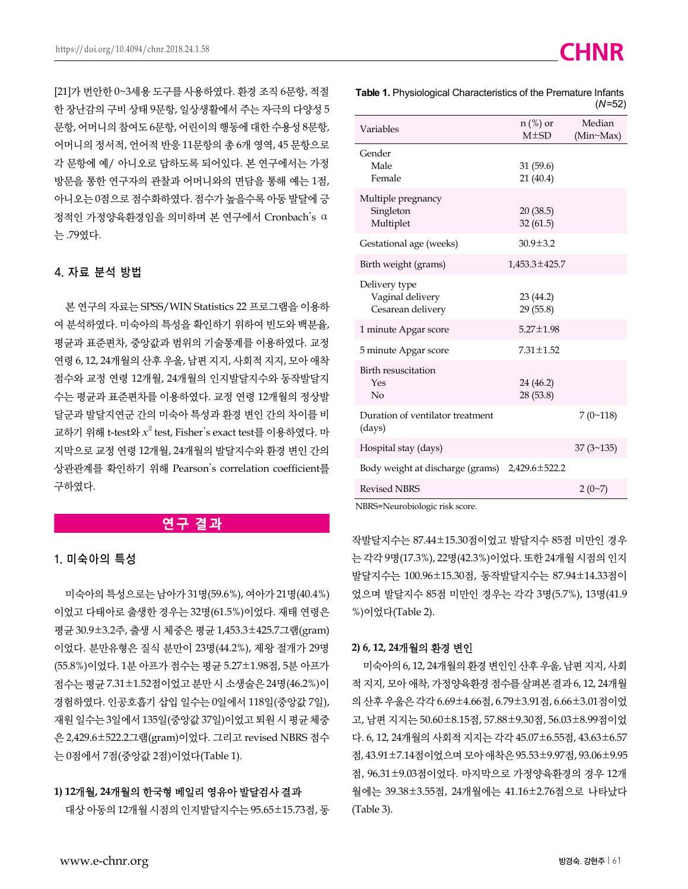[21]가 번안한 0~3세용 도구를 사용하였다. 환경 조직 6문항, 적절한 장난감의 구비 상태 9문항, 일상생활에서 주는 자극의 다양성 5문항, 어머니의 참여도 6문항, 어린이의 행동에 대한 수용성 8문항, 어머니의 정서적, 언어적 반응 11문항의 총 6개 영역, 45 문항으로 각 문항에 예/ 아니오로 답하도록 되어있다. 본 연구에서는 가정 방문을 통한 연구자의 관찰과 어머니와의 면담을 통해 예는 1점, 아니오는 0점으로 점수화하였다. 점수가 높을수록 아동 발달에 긍정적인 가정양육환경임을 의미하며 본 연구에서 Cronbach's α는 .79였다.

### 4. 자료 분석 방법

본 연구의 자료는 SPSS/WIN Statistics 22 프로그램을 이용하여 분석하였다. 미숙아의 특성을 확인하기 위하여 빈도와 백분율, 평균과 표준편차, 중앙값과 범위의 기술통계를 이용하였다. 교정 연령 6, 12, 24개월의 산후 우울, 남편 지지, 사회적 지지, 모아 애착 점수와 교정 연령 12개월, 24개월의 인지발달지수와 동작발달지수는 평균과 표준편차를 이용하였다. 교정 연령 12개월의 정상발달군과 발달지연군 간의 미숙아 특성과 환경 변인 간의 차이를 비교하기 위해 t-test와 $x^2$ test, Fisher's exact test를 이용하였다. 마지막으로 교정 연령 12개월, 24개월의 발달지수와 환경 변인 간의 상관관계를 확인하기 위해 Pearson's correlation coefficient를 구하였다.

## 연구 결과

### 1. 미숙아의 특성

미숙아의 특성으로는 남아가 31명(59.6%), 여아가 21명(40.4%)이었고 다태아로 출생한 경우는 32명(61.5%)이었다. 재태 연령은 평균 30.9±3.2주, 출생 시 체중은 평균 1,453.3±425.7그램(gram)이었다. 분만유형은 질식 분만이 23명(44.2%), 제왕 절개가 29명(55.8%)이었다. 1분 아프가 점수는 평균 5.27±1.98점, 5분 아프가 점수는 평균 7.31±1.52점이었고 분만 시 소생술은 24명(46.2%)이 경험하였다. 인공호흡기 삽입 일수는 0일에서 118일(중앙값 7일), 재원 일수는 3일에서 135일(중앙값 37일)이었고 퇴원 시 평균 체중은 2,429.6±522.2그램(gram)이었다. 그리고 revised NBRS 점수는 0점에서 7점(중앙값 2점)이었다(Table 1).

**Table 1.** Physiological Characteristics of the Premature Infants (*N*=52)

| Variables | n (%) or M±SD | Median (Min~Max) |
|---|---|---|
| Gender | | |
| Male | 31 (59.6) | |
| Female | 21 (40.4) | |
| Multiple pregnancy | | |
| Singleton | 20 (38.5) | |
| Multiplet | 32 (61.5) | |
| Gestational age (weeks) | 30.9±3.2 | |
| Birth weight (grams) | 1,453.3±425.7 | |
| Delivery type | | |
| Vaginal delivery | 23 (44.2) | |
| Cesarean delivery | 29 (55.8) | |
| 1 minute Apgar score | 5.27±1.98 | |
| 5 minute Apgar score | 7.31±1.52 | |
| Birth resuscitation | | |
| Yes | 24 (46.2) | |
| No | 28 (53.8) | |
| Duration of ventilator treatment (days) | | 7 (0~118) |
| Hospital stay (days) | | 37 (3~135) |
| Body weight at discharge (grams) | 2,429.6±522.2 | |
| Revised NBRS | | 2 (0~7) |

NBRS=Neurobiologic risk score.

#### 1) 12개월, 24개월의 한국형 베일리 영유아 발달검사 결과

대상 아동의 12개월 시점의 인지발달지수는 95.65±15.73점, 동작발달지수는 87.44±15.30점이었고 발달지수 85점 미만인 경우는 각각 9명(17.3%), 22명(42.3%)이었다. 또한 24개월 시점의 인지발달지수는 100.96±15.30점, 동작발달지수는 87.94±14.33점이었으며 발달지수 85점 미만인 경우는 각각 3명(5.7%), 13명(41.9%)이었다(Table 2).

#### 2) 6, 12, 24개월의 환경 변인

미숙아의 6, 12, 24개월의 환경 변인인 산후 우울, 남편 지지, 사회적 지지, 모아 애착, 가정양육환경 점수를 살펴본 결과 6, 12, 24개월의 산후 우울은 각각 6.69±4.66점, 6.79±3.91점, 6.66±3.01점이었고, 남편 지지는 50.60±8.15점, 57.88±9.30점, 56.03±8.99점이었다. 6, 12, 24개월의 사회적 지지는 각각 45.07±6.55점, 43.63±6.57점, 43.91±7.14점이었으며 모아 애착은 95.53±9.97점, 93.06±9.95점, 96.31±9.03점이었다. 마지막으로 가정양육환경의 경우 12개월에는 39.38±3.55점, 24개월에는 41.16±2.76점으로 나타났다(Table 3).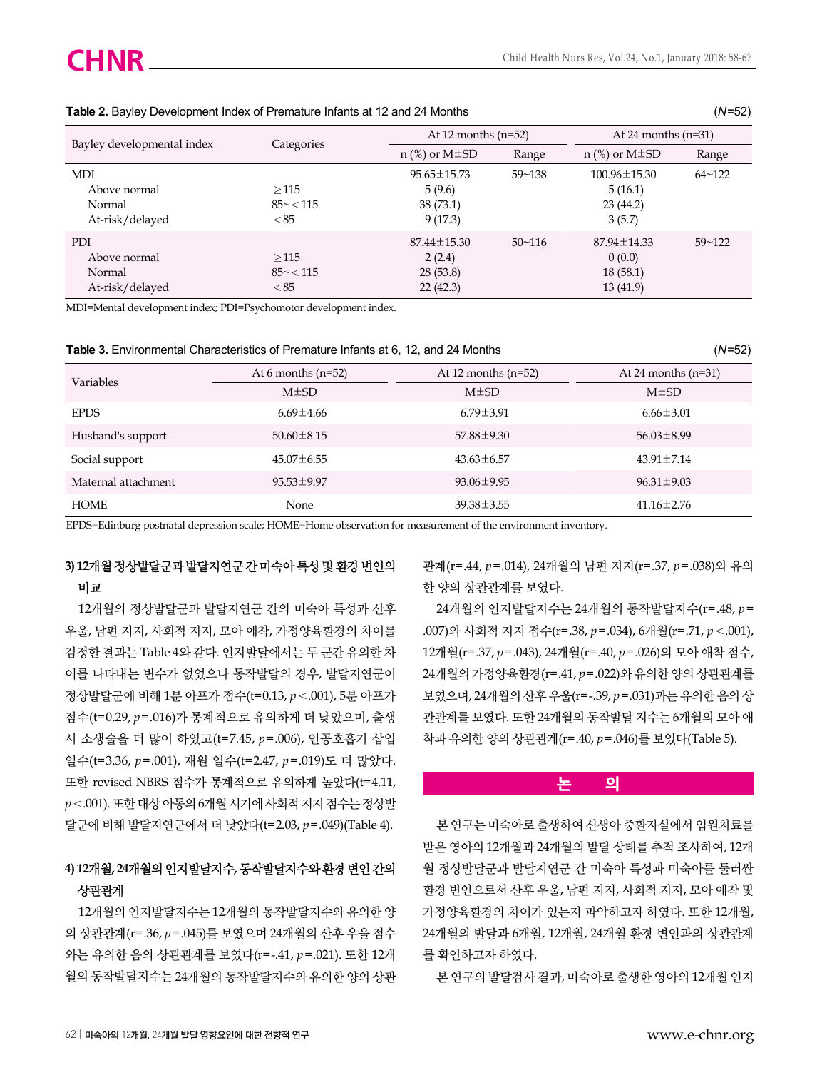**Table 2.** Bayley Development Index of Premature Infants at 12 and 24 Months (*N*=52)

| Bayley developmental index | Categories | At 12 months (n=52) | | At 24 months (n=31) | |
|---|---|---|---|---|---|
| | | n (%) or M±SD | Range | n (%) or M±SD | Range |
| MDI | | 95.65±15.73 | 59~138 | 100.96±15.30 | 64~122 |
| Above normal | ≥115 | 5 (9.6) | | 5 (16.1) | |
| Normal | 85~<115 | 38 (73.1) | | 23 (44.2) | |
| At-risk/delayed | <85 | 9 (17.3) | | 3 (5.7) | |
| PDI | | 87.44±15.30 | 50~116 | 87.94±14.33 | 59~122 |
| Above normal | ≥115 | 2 (2.4) | | 0 (0.0) | |
| Normal | 85~<115 | 28 (53.8) | | 18 (58.1) | |
| At-risk/delayed | <85 | 22 (42.3) | | 13 (41.9) | |

MDI=Mental development index; PDI=Psychomotor development index.

**Table 3.** Environmental Characteristics of Premature Infants at 6, 12, and 24 Months (*N*=52)

| Variables | At 6 months (n=52) | At 12 months (n=52) | At 24 months (n=31) |
|---|---|---|---|
| | M±SD | M±SD | M±SD |
| EPDS | 6.69±4.66 | 6.79±3.91 | 6.66±3.01 |
| Husband's support | 50.60±8.15 | 57.88±9.30 | 56.03±8.99 |
| Social support | 45.07±6.55 | 43.63±6.57 | 43.91±7.14 |
| Maternal attachment | 95.53±9.97 | 93.06±9.95 | 96.31±9.03 |
| HOME | None | 39.38±3.55 | 41.16±2.76 |

EPDS=Edinburgh postnatal depression scale; HOME=Home observation for measurement of the environment inventory.

### 3) 12개월 정상발달군과 발달지연군 간 미숙아 특성 및 환경 변인의 비교

12개월의 정상발달군과 발달지연군 간의 미숙아 특성과 산후 우울, 남편 지지, 사회적 지지, 모아 애착, 가정양육환경의 차이를 검정한 결과는 Table 4와 같다. 인지발달에서는 두 군간 유의한 차이를 나타내는 변수가 없었으나 동작발달의 경우, 발달지연군이 정상발달군에 비해 1분 아프가 점수(t=0.13, *p*<.001), 5분 아프가 점수(t=0.29, *p*=.016)가 통계적으로 유의하게 더 낮았으며, 출생 시 소생술을 더 많이 하였고(t=7.45, *p*=.006), 인공호흡기 삽입 일수(t=3.36, *p*=.001), 재원 일수(t=2.47, *p*=.019)도 더 많았다. 또한 revised NBRS 점수가 통계적으로 유의하게 높았다(t=4.11, *p*<.001). 또한 대상 아동의 6개월 시기에 사회적 지지 점수는 정상발달군에 비해 발달지연군에서 더 낮았다(t=2.03, *p*=.049)(Table 4).

### 4) 12개월, 24개월의 인지발달지수, 동작발달지수와 환경 변인 간의 상관관계

12개월의 인지발달지수는 12개월의 동작발달지수와 유의한 양의 상관관계(r=.36, *p*=.045)를 보였으며 24개월의 산후 우울 점수와는 유의한 음의 상관관계를 보였다(r=-.41, *p*=.021). 또한 12개월의 동작발달지수는 24개월의 동작발달지수와 유의한 양의 상관관계(r=.44, *p*=.014), 24개월의 남편 지지(r=.37, *p*=.038)와 유의한 양의 상관관계를 보였다.

24개월의 인지발달지수는 24개월의 동작발달지수(r=.48, *p*=.007)와 사회적 지지 점수(r=.38, *p*=.034), 6개월(r=.71, *p*<.001), 12개월(r=.37, *p*=.043), 24개월(r=.40, *p*=.026)의 모아 애착 점수, 24개월의 가정양육환경(r=.41, *p*=.022)와 유의한 양의 상관관계를 보였으며, 24개월의 산후 우울(r=-.39, *p*=.031)과는 유의한 음의 상관관계를 보였다. 또한 24개월의 동작발달 지수는 6개월의 모아 애착과 유의한 양의 상관관계(r=.40, *p*=.046)를 보였다(Table 5).

## 논 의

본 연구는 미숙아로 출생하여 신생아 중환자실에서 입원치료를 받은 영아의 12개월과 24개월의 발달 상태를 추적 조사하여, 12개월 정상발달군과 발달지연군 간 미숙아 특성과 미숙아를 둘러싼 환경 변인으로서 산후 우울, 남편 지지, 사회적 지지, 모아 애착 및 가정양육환경의 차이가 있는지 파악하고자 하였다. 또한 12개월, 24개월의 발달과 6개월, 12개월, 24개월 환경 변인과의 상관관계를 확인하고자 하였다.

본 연구의 발달검사 결과, 미숙아로 출생한 영아의 12개월 인지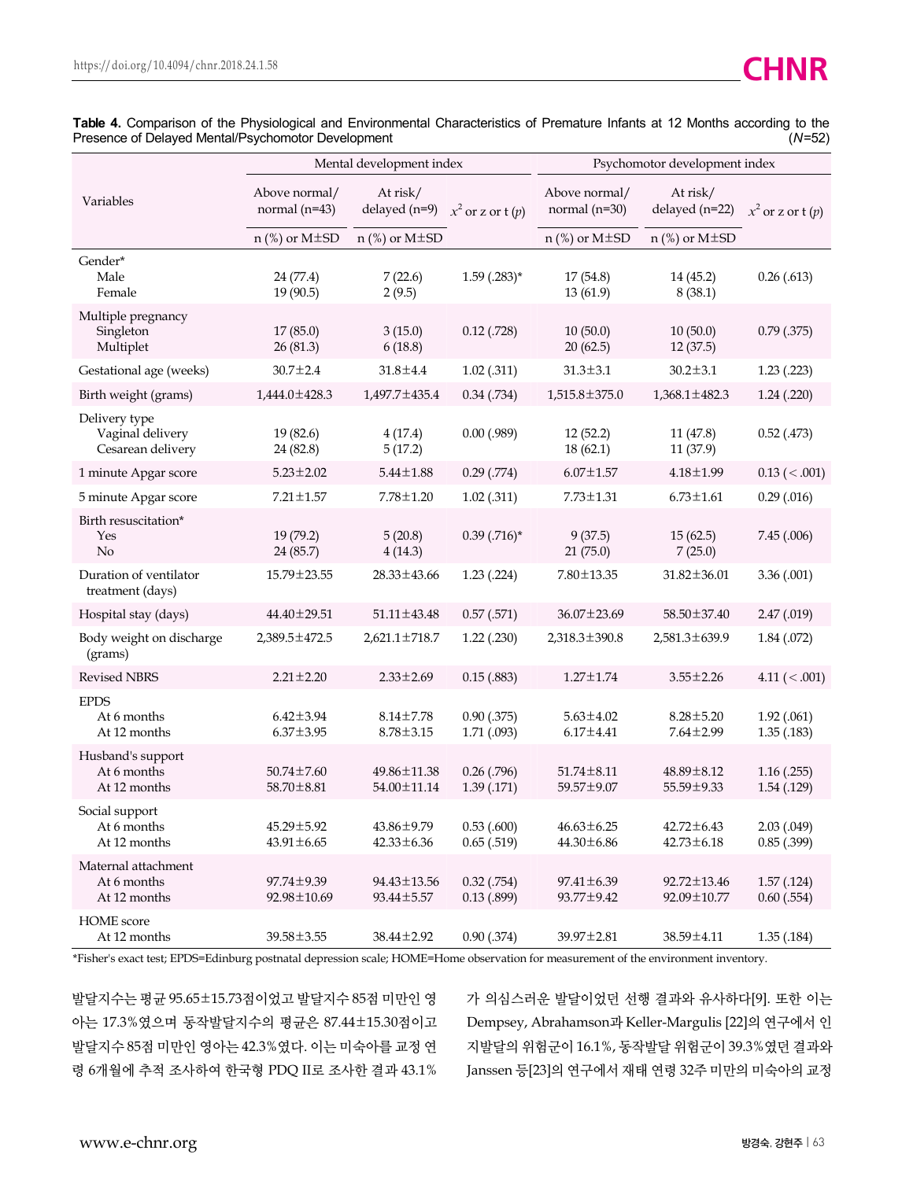**Table 4.** Comparison of the Physiological and Environmental Characteristics of Premature Infants at 12 Months according to the Presence of Delayed Mental/Psychomotor Development (*N*=52)

| Variables | Mental development index | | | Psychomotor development index | | |
|---|---|---|---|---|---|---|
| | Above normal/ normal (n=43) | At risk/ delayed (n=9) | $x^2$ or z or t ($p$) | Above normal/ normal (n=30) | At risk/ delayed (n=22) | $x^2$ or z or t ($p$) |
| | n (%) or M±SD | n (%) or M±SD | | n (%) or M±SD | n (%) or M±SD | |
| Gender* | | | | | | |
| Male | 24 (77.4) | 7 (22.6) | 1.59 (.283)* | 17 (54.8) | 14 (45.2) | 0.26 (.613) |
| Female | 19 (90.5) | 2 (9.5) | | 13 (61.9) | 8 (38.1) | |
| Multiple pregnancy | | | | | | |
| Singleton | 17 (85.0) | 3 (15.0) | 0.12 (.728) | 10 (50.0) | 10 (50.0) | 0.79 (.375) |
| Multiplet | 26 (81.3) | 6 (18.8) | | 20 (62.5) | 12 (37.5) | |
| Gestational age (weeks) | 30.7±2.4 | 31.8±4.4 | 1.02 (.311) | 31.3±3.1 | 30.2±3.1 | 1.23 (.223) |
| Birth weight (grams) | 1,444.0±428.3 | 1,497.7±435.4 | 0.34 (.734) | 1,515.8±375.0 | 1,368.1±482.3 | 1.24 (.220) |
| Delivery type | | | | | | |
| Vaginal delivery | 19 (82.6) | 4 (17.4) | 0.00 (.989) | 12 (52.2) | 11 (47.8) | 0.52 (.473) |
| Cesarean delivery | 24 (82.8) | 5 (17.2) | | 18 (62.1) | 11 (37.9) | |
| 1 minute Apgar score | 5.23±2.02 | 5.44±1.88 | 0.29 (.774) | 6.07±1.57 | 4.18±1.99 | 0.13 (<.001) |
| 5 minute Apgar score | 7.21±1.57 | 7.78±1.20 | 1.02 (.311) | 7.73±1.31 | 6.73±1.61 | 0.29 (.016) |
| Birth resuscitation* | | | | | | |
| Yes | 19 (79.2) | 5 (20.8) | 0.39 (.716)* | 9 (37.5) | 15 (62.5) | 7.45 (.006) |
| No | 24 (85.7) | 4 (14.3) | | 21 (75.0) | 7 (25.0) | |
| Duration of ventilator treatment (days) | 15.79±23.55 | 28.33±43.66 | 1.23 (.224) | 7.80±13.35 | 31.82±36.01 | 3.36 (.001) |
| Hospital stay (days) | 44.40±29.51 | 51.11±43.48 | 0.57 (.571) | 36.07±23.69 | 58.50±37.40 | 2.47 (.019) |
| Body weight on discharge (grams) | 2,389.5±472.5 | 2,621.1±718.7 | 1.22 (.230) | 2,318.3±390.8 | 2,581.3±639.9 | 1.84 (.072) |
| Revised NBRS | 2.21±2.20 | 2.33±2.69 | 0.15 (.883) | 1.27±1.74 | 3.55±2.26 | 4.11 (<.001) |
| EPDS | | | | | | |
| At 6 months | 6.42±3.94 | 8.14±7.78 | 0.90 (.375) | 5.63±4.02 | 8.28±5.20 | 1.92 (.061) |
| At 12 months | 6.37±3.95 | 8.78±3.15 | 1.71 (.093) | 6.17±4.41 | 7.64±2.99 | 1.35 (.183) |
| Husband's support | | | | | | |
| At 6 months | 50.74±7.60 | 49.86±11.38 | 0.26 (.796) | 51.74±8.11 | 48.89±8.12 | 1.16 (.255) |
| At 12 months | 58.70±8.81 | 54.00±11.14 | 1.39 (.171) | 59.57±9.07 | 55.59±9.33 | 1.54 (.129) |
| Social support | | | | | | |
| At 6 months | 45.29±5.92 | 43.86±9.79 | 0.53 (.600) | 46.63±6.25 | 42.72±6.43 | 2.03 (.049) |
| At 12 months | 43.91±6.65 | 42.33±6.36 | 0.65 (.519) | 44.30±6.86 | 42.73±6.18 | 0.85 (.399) |
| Maternal attachment | | | | | | |
| At 6 months | 97.74±9.39 | 94.43±13.56 | 0.32 (.754) | 97.41±6.39 | 92.72±13.46 | 1.57 (.124) |
| At 12 months | 92.98±10.69 | 93.44±5.57 | 0.13 (.899) | 93.77±9.42 | 92.09±10.77 | 0.60 (.554) |
| HOME score | | | | | | |
| At 12 months | 39.58±3.55 | 38.44±2.92 | 0.90 (.374) | 39.97±2.81 | 38.59±4.11 | 1.35 (.184) |

*Fisher's exact test; EPDS=Edinburg postnatal depression scale; HOME=Home observation for measurement of the environment inventory.

발달지수는 평균 95.65±15.73점이었고 발달지수 85점 미만인 영아는 17.3%였으며 동작발달지수의 평균은 87.44±15.30점이고 발달지수 85점 미만인 영아는 42.3%였다. 이는 미숙아를 교정 연령 6개월에 추적 조사하여 한국형 PDQ II로 조사한 결과 43.1%가 의심스러운 발달이었던 선행 결과와 유사하다[9]. 또한 이는 Dempsey, Abrahamson과 Keller-Margulis [22]의 연구에서 인지발달의 위험군이 16.1%, 동작발달 위험군이 39.3%였던 결과와 Janssen 등[23]의 연구에서 재태 연령 32주 미만의 미숙아의 교정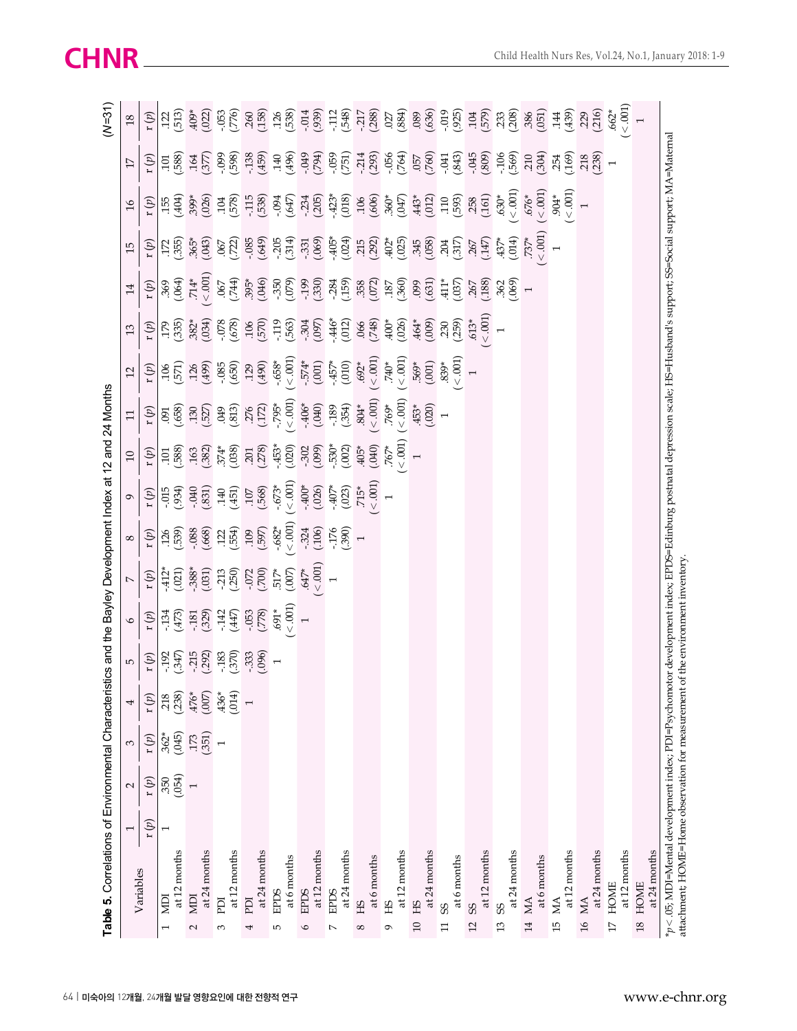**Table 5.** Correlations of Environmental Characteristics and the Bayley Development Index at 12 and 24 Months (N=31)

| Variables | 1 | 2 | 3 | 4 | 5 | 6 | 7 | 8 | 9 | 10 | 11 | 12 | 13 | 14 | 15 | 16 | 17 | 18 |
|---|---|---|---|---|---|---|---|---|---|---|---|---|---|---|---|---|---|---|
| | r (p) | r (p) | r (p) | r (p) | r (p) | r (p) | r (p) | r (p) | r (p) | r (p) | r (p) | r (p) | r (p) | r (p) | r (p) | r (p) | r (p) | r (p) |
| 1 MDI at 12 months | 1 | .350 (.054) | .362* (.045) | .218 (.238) | -.192 (.347) | -.134 (.473) | -.412* (.021) | .126 (.539) | -.015 (.934) | .101 (.588) | .091 (.658) | .106 (.571) | .179 (.335) | .369 (.064) | .172 (.355) | .155 (.404) | .101 (.588) | .122 (.513) |
| 2 MDI at 24 months | | 1 | .173 (.351) | .476* (.007) | -.215 (.292) | -.181 (.329) | -.388* (.031) | -.088 (.668) | -.040 (.831) | .163 (.382) | .130 (.527) | .126 (.499) | .382* (.034) | .714* (<.001) | .365* (.043) | .399* (.026) | .164 (.377) | .409* (.022) |
| 3 PDI at 12 months | | | 1 | .436* (.014) | -.183 (.370) | -.142 (.447) | -.213 (.250) | .122 (.554) | .140 (.451) | .374* (.038) | .049 (.813) | -.085 (.650) | -.078 (.678) | .067 (.744) | .067 (.722) | .104 (.578) | -.099 (.598) | -.053 (.776) |
| 4 PDI at 24 months | | | | 1 | -.333 (.096) | -.053 (.778) | -.072 (.700) | .109 (.597) | .107 (.568) | .201 (.278) | .276 (.172) | .129 (.490) | .106 (.570) | .395* (.046) | -.085 (.649) | -.115 (.538) | -.138 (.459) | .260 (.158) |
| 5 EPDS at 6 months | | | | | 1 | .691* (<.001) | .517* (.007) | -.682* (<.001) | -.673* (<.001) | -.453* (.020) | -.795* (<.001) | -.658* (<.001) | -.119 (.563) | -.350 (.079) | -.205 (.314) | -.094 (.647) | .140 (.496) | .126 (.538) |
| 6 EPDS at 12 months | | | | | | 1 | .647* (<.001) | -.324 (.106) | -.400* (.026) | -.302 (.099) | -.406* (.040) | -.574* (.001) | -.304 (.097) | -.199 (.330) | -.331 (.069) | -.234 (.205) | -.049 (.794) | -.014 (.939) |
| 7 EPDS at 24 months | | | | | | | 1 | -.176 (.390) | -.407* (.023) | -.530* (.002) | -.189 (.354) | -.457* (.010) | -.446* (.012) | -.284 (.159) | -.405* (.024) | -.423* (.018) | -.059 (.751) | -.112 (.548) |
| 8 HS at 6 months | | | | | | | | 1 | .715* (<.001) | .405* (.040) | .804* (<.001) | .692* (<.001) | .066 (.748) | .358 (.072) | .215 (.292) | .106 (.606) | -.214 (.293) | -.217 (.288) |
| 9 HS at 12 months | | | | | | | | | 1 | .767* (<.001) | .769* (<.001) | .740* (<.001) | .400* (.026) | .187 (.360) | .402* (.025) | .360* (.047) | -.056 (.764) | .027 (.884) |
| 10 HS at 24 months | | | | | | | | | | 1 | .453* (.020) | .569* (.001) | .464* (.009) | .099 (.631) | .345 (.058) | .443* (.012) | .057 (.760) | .089 (.636) |
| 11 SS at 6 months | | | | | | | | | | | 1 | .839* (<.001) | .230 (.259) | .411* (.037) | .204 (.317) | .110 (.593) | -.041 (.843) | -.019 (.925) |
| 12 SS at 12 months | | | | | | | | | | | | 1 | .613* (<.001) | .267 (.188) | .267 (.147) | .258 (.161) | -.045 (.809) | .104 (.579) |
| 13 SS at 24 months | | | | | | | | | | | | | 1 | .362 (.069) | .437* (.014) | .630* (<.001) | -.106 (.569) | .233 (.208) |
| 14 MA at 6 months | | | | | | | | | | | | | | 1 | .737* (<.001) | .676* (<.001) | .210 (.304) | .386 (.051) |
| 15 MA at 12 months | | | | | | | | | | | | | | | 1 | .904* (<.001) | .254 (.169) | .144 (.439) |
| 16 MA at 24 months | | | | | | | | | | | | | | | | 1 | .218 (.238) | .229 (.216) |
| 17 HOME at 12 months | | | | | | | | | | | | | | | | | 1 | .662* (<.001) |
| 18 HOME at 24 months | | | | | | | | | | | | | | | | | | 1 |

*p<.05; MDI=Mental development index; PDI=Psychomotor development index; EPDS=Edinburg postnatal depression scale; HS=Husband's support; SS=Social support; MA=Maternal attachment; HOME=Home observation for measurement of the environment inventory.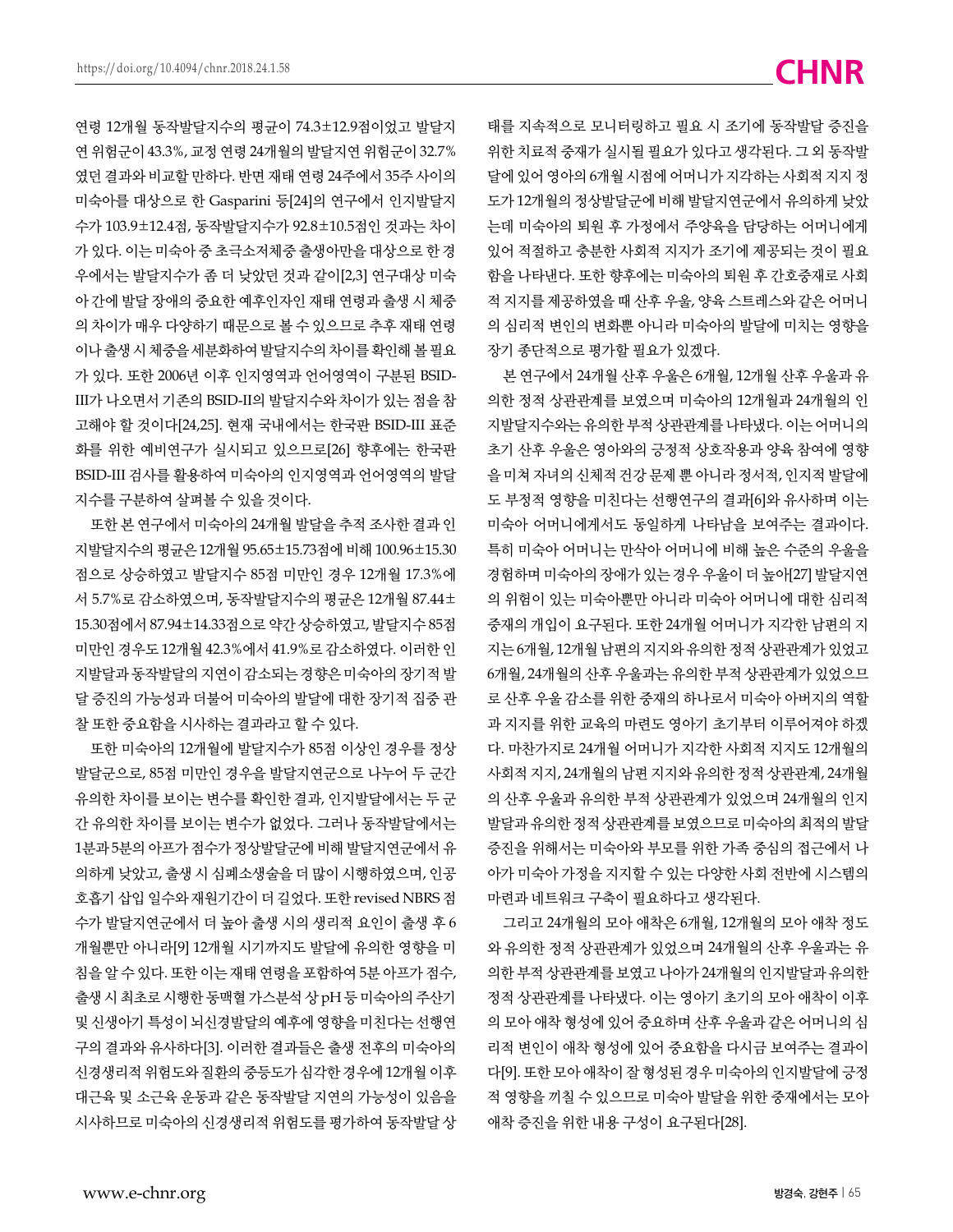연령 12개월 동작발달지수의 평균이 74.3±12.9점이었고 발달지연 위험군이 43.3%, 교정 연령 24개월의 발달지연 위험군이 32.7%였던 결과와 비교할 만하다. 반면 재태 연령 24주에서 35주 사이의 미숙아를 대상으로 한 Gasparini 등[24]의 연구에서 인지발달지수가 103.9±12.4점, 동작발달지수가 92.8±10.5점인 것과는 차이가 있다. 이는 미숙아 중 초극소저체중 출생아만을 대상으로 한 경우에서는 발달지수가 좀 더 낮았던 것과 같이[2,3] 연구대상 미숙아 간에 발달 장애의 중요한 예후인자인 재태 연령과 출생 시 체중의 차이가 매우 다양하기 때문으로 볼 수 있으므로 추후 재태 연령이나 출생 시 체중을 세분화하여 발달지수의 차이를 확인해 볼 필요가 있다. 또한 2006년 이후 인지영역과 언어영역이 구분된 BSID-III가 나오면서 기존의 BSID-II의 발달지수와 차이가 있는 점을 참고해야 할 것이다[24,25]. 현재 국내에서는 한국판 BSID-III 표준화를 위한 예비연구가 실시되고 있으므로[26] 향후에는 한국판 BSID-III 검사를 활용하여 미숙아의 인지영역과 언어영역의 발달지수를 구분하여 살펴볼 수 있을 것이다.

또한 본 연구에서 미숙아의 24개월 발달을 추적 조사한 결과 인지발달지수의 평균은 12개월 95.65±15.73점에 비해 100.96±15.30점으로 상승하였고 발달지수 85점 미만인 경우 12개월 17.3%에서 5.7%로 감소하였으며, 동작발달지수의 평균은 12개월 87.44±15.30점에서 87.94±14.33점으로 약간 상승하였고, 발달지수 85점 미만인 경우도 12개월 42.3%에서 41.9%로 감소하였다. 이러한 인지발달과 동작발달의 지연이 감소되는 경향은 미숙아의 장기적 발달 증진의 가능성과 더불어 미숙아의 발달에 대한 장기적 집중 관찰 또한 중요함을 시사하는 결과라고 할 수 있다.

또한 미숙아의 12개월에 발달지수가 85점 이상인 경우를 정상발달군으로, 85점 미만인 경우를 발달지연군으로 나누어 두 군간 유의한 차이를 보이는 변수를 확인한 결과, 인지발달에서는 두 군간 유의한 차이를 보이는 변수가 없었다. 그러나 동작발달에서는 1분과 5분의 아프가 점수가 정상발달군에 비해 발달지연군에서 유의하게 낮았고, 출생 시 심폐소생술을 더 많이 시행하였으며, 인공호흡기 삽입 일수와 재원기간이 더 길었다. 또한 revised NBRS 점수가 발달지연군에서 더 높아 출생 시의 생리적 요인이 출생 후 6개월뿐만 아니라[9] 12개월 시기까지도 발달에 유의한 영향을 미침을 알 수 있다. 또한 이는 재태 연령을 포함하여 5분 아프가 점수, 출생 시 최초로 시행한 동맥혈 가스분석 상 pH 등 미숙아의 주산기 및 신생아기 특성이 뇌신경발달의 예후에 영향을 미친다는 선행연구의 결과와 유사하다[3]. 이러한 결과들은 출생 전후의 미숙아의 신경생리적 위험도와 질환의 중등도가 심각한 경우에 12개월 이후 대근육 및 소근육 운동과 같은 동작발달 지연의 가능성이 있음을 시사하므로 미숙아의 신경생리적 위험도를 평가하여 동작발달 상태를 지속적으로 모니터링하고 필요 시 조기에 동작발달 증진을 위한 치료적 중재가 실시될 필요가 있다고 생각된다. 그 외 동작발달에 있어 영아의 6개월 시점에 어머니가 지각하는 사회적 지지 정도가 12개월의 정상발달군에 비해 발달지연군에서 유의하게 낮았는데 미숙아의 퇴원 후 가정에서 주양육을 담당하는 어머니에게 있어 적절하고 충분한 사회적 지지가 조기에 제공되는 것이 필요함을 나타낸다. 또한 향후에는 미숙아의 퇴원 후 간호중재로 사회적 지지를 제공하였을 때 산후 우울, 양육 스트레스와 같은 어머니의 심리적 변인의 변화뿐 아니라 미숙아의 발달에 미치는 영향을 장기 종단적으로 평가할 필요가 있겠다.

본 연구에서 24개월 산후 우울은 6개월, 12개월 산후 우울과 유의한 정적 상관관계를 보였으며 미숙아의 12개월과 24개월의 인지발달지수와는 유의한 부적 상관관계를 나타냈다. 이는 어머니의 초기 산후 우울은 영아와의 긍정적 상호작용과 양육 참여에 영향을 미쳐 자녀의 신체적 건강 문제 뿐 아니라 정서적, 인지적 발달에도 부정적 영향을 미친다는 선행연구의 결과[6]와 유사하며 이는 미숙아 어머니에게서도 동일하게 나타남을 보여주는 결과이다. 특히 미숙아 어머니는 만삭아 어머니에 비해 높은 수준의 우울을 경험하며 미숙아의 장애가 있는 경우 우울이 더 높아[27] 발달지연의 위험이 있는 미숙아뿐만 아니라 미숙아 어머니에 대한 심리적 중재의 개입이 요구된다. 또한 24개월 어머니가 지각한 남편의 지지는 6개월, 12개월 남편의 지지와 유의한 정적 상관관계가 있었고 6개월, 24개월의 산후 우울과는 유의한 부적 상관관계가 있었으므로 산후 우울 감소를 위한 중재의 하나로서 미숙아 아버지의 역할과 지지를 위한 교육의 마련도 영아기 초기부터 이루어져야 하겠다. 마찬가지로 24개월 어머니가 지각한 사회적 지지도 12개월의 사회적 지지, 24개월의 남편 지지와 유의한 정적 상관관계, 24개월의 산후 우울과 유의한 부적 상관관계가 있었으며 24개월의 인지발달과 유의한 정적 상관관계를 보였으므로 미숙아의 최적의 발달 증진을 위해서는 미숙아와 부모를 위한 가족 중심의 접근에서 나아가 미숙아 가정을 지지할 수 있는 다양한 사회 전반에 시스템의 마련과 네트워크 구축이 필요하다고 생각된다.

그리고 24개월의 모아 애착은 6개월, 12개월의 모아 애착 정도와 유의한 정적 상관관계가 있었으며 24개월의 산후 우울과는 유의한 부적 상관관계를 보였고 나아가 24개월의 인지발달과 유의한 정적 상관관계를 나타냈다. 이는 영아기 초기의 모아 애착이 이후의 모아 애착 형성에 있어 중요하며 산후 우울과 같은 어머니의 심리적 변인이 애착 형성에 있어 중요함을 다시금 보여주는 결과이다[9]. 또한 모아 애착이 잘 형성된 경우 미숙아의 인지발달에 긍정적 영향을 끼칠 수 있으므로 미숙아 발달을 위한 중재에서는 모아 애착 증진을 위한 내용 구성이 요구된다[28].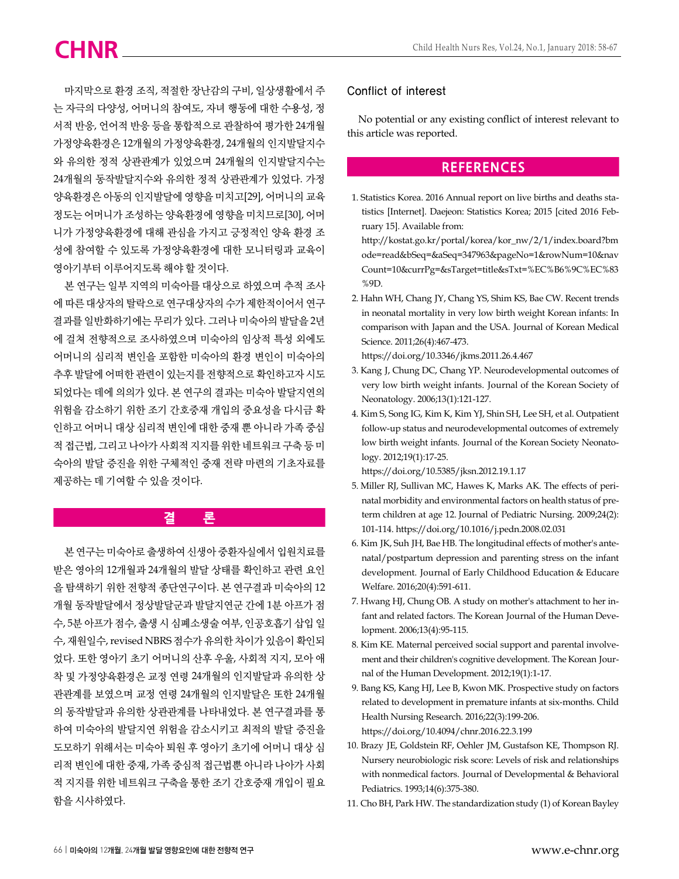마지막으로 환경 조직, 적절한 장난감의 구비, 일상생활에서 주는 자극의 다양성, 어머니의 참여도, 자녀 행동에 대한 수용성, 정서적 반응, 언어적 반응 등을 통합적으로 관찰하여 평가한 24개월 가정양육환경은 12개월의 가정양육환경, 24개월의 인지발달지수와 유의한 정적 상관관계가 있었으며 24개월의 인지발달지수는 24개월의 동작발달지수와 유의한 정적 상관관계가 있었다. 가정양육환경은 아동의 인지발달에 영향을 미치고[29], 어머니의 교육 정도는 어머니가 조성하는 양육환경에 영향을 미치므로[30], 어머니가 가정양육환경에 대해 관심을 가지고 긍정적인 양육 환경 조성에 참여할 수 있도록 가정양육환경에 대한 모니터링과 교육이 영아기부터 이루어지도록 해야 할 것이다.

본 연구는 일부 지역의 미숙아를 대상으로 하였으며 추적 조사에 따른 대상자의 탈락으로 연구대상자의 수가 제한적이어서 연구결과를 일반화하기에는 무리가 있다. 그러나 미숙아의 발달을 2년에 걸쳐 전향적으로 조사하였으며 미숙아의 임상적 특성 외에도 어머니의 심리적 변인을 포함한 미숙아의 환경 변인이 미숙아의 추후 발달에 어떠한 관련이 있는지를 전향적으로 확인하고자 시도되었다는 데에 의의가 있다. 본 연구의 결과는 미숙아 발달지연의 위험을 감소하기 위한 조기 간호중재 개입의 중요성을 다시금 확인하고 어머니 대상 심리적 변인에 대한 중재 뿐 아니라 가족 중심적 접근법, 그리고 나아가 사회적 지지를 위한 네트워크 구축 등 미숙아의 발달 증진을 위한 구체적인 중재 전략 마련의 기초자료를 제공하는 데 기여할 수 있을 것이다.

## 결 론

본 연구는 미숙아로 출생하여 신생아 중환자실에서 입원치료를 받은 영아의 12개월과 24개월의 발달 상태를 확인하고 관련 요인을 탐색하기 위한 전향적 종단연구이다. 본 연구결과 미숙아의 12개월 동작발달에서 정상발달군과 발달지연군 간에 1분 아프가 점수, 5분 아프가 점수, 출생 시 심폐소생술 여부, 인공호흡기 삽입 일수, 재원일수, revised NBRS 점수가 유의한 차이가 있음이 확인되었다. 또한 영아기 초기 어머니의 산후 우울, 사회적 지지, 모아 애착 및 가정양육환경은 교정 연령 24개월의 인지발달과 유의한 상관관계를 보였으며 교정 연령 24개월의 인지발달은 또한 24개월의 동작발달과 유의한 상관관계를 나타내었다. 본 연구결과를 통하여 미숙아의 발달지연 위험을 감소시키고 최적의 발달 증진을 도모하기 위해서는 미숙아 퇴원 후 영아기 초기에 어머니 대상 심리적 변인에 대한 중재, 가족 중심적 접근법뿐 아니라 나아가 사회적 지지를 위한 네트워크 구축을 통한 조기 간호중재 개입이 필요함을 시사하였다.

### Conflict of interest

No potential or any existing conflict of interest relevant to this article was reported.

## REFERENCES

1. Statistics Korea. 2016 Annual report on live births and deaths statistics [Internet]. Daejeon: Statistics Korea; 2015 [cited 2016 February 15]. Available from: http://kostat.go.kr/portal/korea/kor_nw/2/1/index.board?bmode=read&bSeq=&aSeq=347963&pageNo=1&rowNum=10&navCount=10&currPg=&sTarget=title&sTxt=%EC%B6%9C%EC%83%9D.
2. Hahn WH, Chang JY, Chang YS, Shim KS, Bae CW. Recent trends in neonatal mortality in very low birth weight Korean infants: In comparison with Japan and the USA. Journal of Korean Medical Science. 2011;26(4):467-473. https://doi.org/10.3346/jkms.2011.26.4.467
3. Kang J, Chung DC, Chang YP. Neurodevelopmental outcomes of very low birth weight infants. Journal of the Korean Society of Neonatology. 2006;13(1):121-127.
4. Kim S, Song IG, Kim K, Kim YJ, Shin SH, Lee SH, et al. Outpatient follow-up status and neurodevelopmental outcomes of extremely low birth weight infants. Journal of the Korean Society Neonatology. 2012;19(1):17-25. https://doi.org/10.5385/jksn.2012.19.1.17
5. Miller RJ, Sullivan MC, Hawes K, Marks AK. The effects of perinatal morbidity and environmental factors on health status of preterm children at age 12. Journal of Pediatric Nursing. 2009;24(2):101-114. https://doi.org/10.1016/j.pedn.2008.02.031
6. Kim JK, Suh JH, Bae HB. The longitudinal effects of mother's antenatal/postpartum depression and parenting stress on the infant development. Journal of Early Childhood Education & Educare Welfare. 2016;20(4):591-611.
7. Hwang HJ, Chung OB. A study on mother's attachment to her infant and related factors. The Korean Journal of the Human Development. 2006;13(4):95-115.
8. Kim KE. Maternal perceived social support and parental involvement and their children's cognitive development. The Korean Journal of the Human Development. 2012;19(1):1-17.
9. Bang KS, Kang HJ, Lee B, Kwon MK. Prospective study on factors related to development in premature infants at six-months. Child Health Nursing Research. 2016;22(3):199-206. https://doi.org/10.4094/chnr.2016.22.3.199
10. Brazy JE, Goldstein RF, Oehler JM, Gustafson KE, Thompson RJ. Nursery neurobiologic risk score: Levels of risk and relationships with nonmedical factors. Journal of Developmental & Behavioral Pediatrics. 1993;14(6):375-380.
11. Cho BH, Park HW. The standardization study (1) of Korean Bayley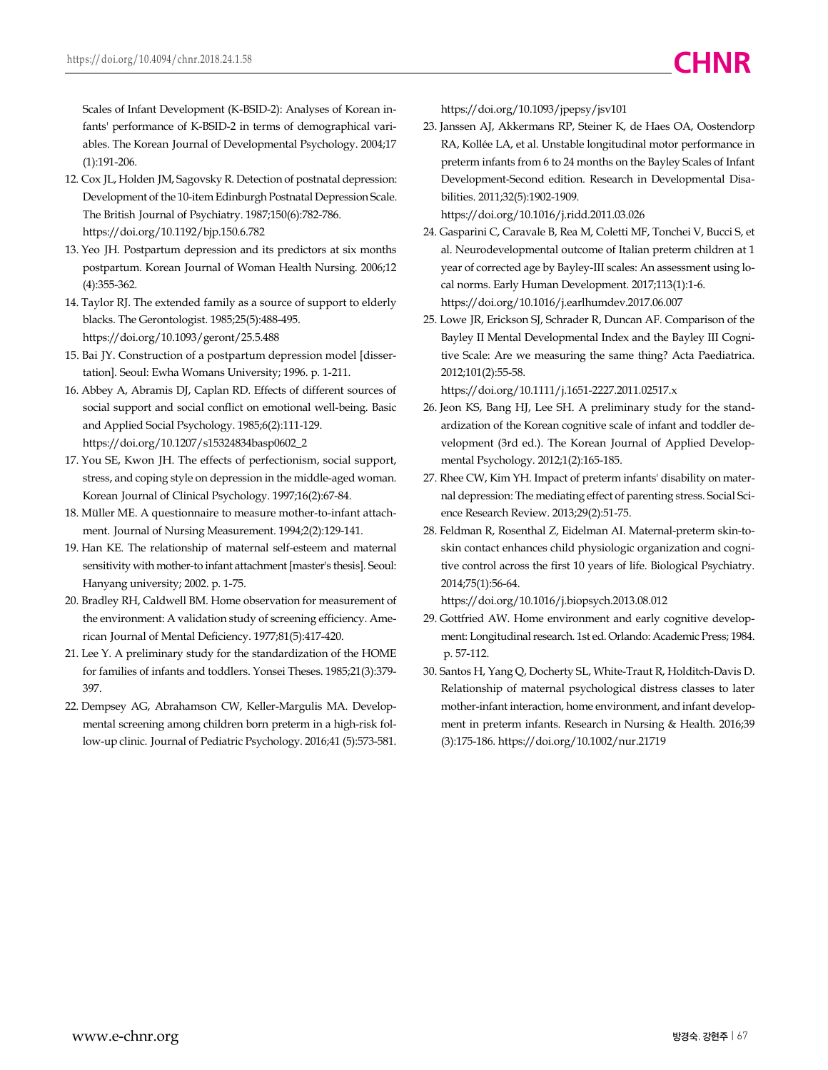Scales of Infant Development (K-BSID-2): Analyses of Korean infants' performance of K-BSID-2 in terms of demographical variables. The Korean Journal of Developmental Psychology. 2004;17 (1):191-206.

12. Cox JL, Holden JM, Sagovsky R. Detection of postnatal depression: Development of the 10-item Edinburgh Postnatal Depression Scale. The British Journal of Psychiatry. 1987;150(6):782-786. https://doi.org/10.1192/bjp.150.6.782
13. Yeo JH. Postpartum depression and its predictors at six months postpartum. Korean Journal of Woman Health Nursing. 2006;12 (4):355-362.
14. Taylor RJ. The extended family as a source of support to elderly blacks. The Gerontologist. 1985;25(5):488-495. https://doi.org/10.1093/geront/25.5.488
15. Bai JY. Construction of a postpartum depression model [dissertation]. Seoul: Ewha Womans University; 1996. p. 1-211.
16. Abbey A, Abramis DJ, Caplan RD. Effects of different sources of social support and social conflict on emotional well-being. Basic and Applied Social Psychology. 1985;6(2):111-129. https://doi.org/10.1207/s15324834basp0602_2
17. You SE, Kwon JH. The effects of perfectionism, social support, stress, and coping style on depression in the middle-aged woman. Korean Journal of Clinical Psychology. 1997;16(2):67-84.
18. Müller ME. A questionnaire to measure mother-to-infant attachment. Journal of Nursing Measurement. 1994;2(2):129-141.
19. Han KE. The relationship of maternal self-esteem and maternal sensitivity with mother-to infant attachment [master's thesis]. Seoul: Hanyang university; 2002. p. 1-75.
20. Bradley RH, Caldwell BM. Home observation for measurement of the environment: A validation study of screening efficiency. American Journal of Mental Deficiency. 1977;81(5):417-420.
21. Lee Y. A preliminary study for the standardization of the HOME for families of infants and toddlers. Yonsei Theses. 1985;21(3):379-397.
22. Dempsey AG, Abrahamson CW, Keller-Margulis MA. Developmental screening among children born preterm in a high-risk follow-up clinic. Journal of Pediatric Psychology. 2016;41 (5):573-581. https://doi.org/10.1093/jpepsy/jsv101
23. Janssen AJ, Akkermans RP, Steiner K, de Haes OA, Oostendorp RA, Kollée LA, et al. Unstable longitudinal motor performance in preterm infants from 6 to 24 months on the Bayley Scales of Infant Development-Second edition. Research in Developmental Disabilities. 2011;32(5):1902-1909. https://doi.org/10.1016/j.ridd.2011.03.026
24. Gasparini C, Caravale B, Rea M, Coletti MF, Tonchei V, Bucci S, et al. Neurodevelopmental outcome of Italian preterm children at 1 year of corrected age by Bayley-III scales: An assessment using local norms. Early Human Development. 2017;113(1):1-6. https://doi.org/10.1016/j.earlhumdev.2017.06.007
25. Lowe JR, Erickson SJ, Schrader R, Duncan AF. Comparison of the Bayley II Mental Developmental Index and the Bayley III Cognitive Scale: Are we measuring the same thing? Acta Paediatrica. 2012;101(2):55-58. https://doi.org/10.1111/j.1651-2227.2011.02517.x
26. Jeon KS, Bang HJ, Lee SH. A preliminary study for the standardization of the Korean cognitive scale of infant and toddler development (3rd ed.). The Korean Journal of Applied Developmental Psychology. 2012;1(2):165-185.
27. Rhee CW, Kim YH. Impact of preterm infants' disability on maternal depression: The mediating effect of parenting stress. Social Science Research Review. 2013;29(2):51-75.
28. Feldman R, Rosenthal Z, Eidelman AI. Maternal-preterm skin-to-skin contact enhances child physiologic organization and cognitive control across the first 10 years of life. Biological Psychiatry. 2014;75(1):56-64. https://doi.org/10.1016/j.biopsych.2013.08.012
29. Gottfried AW. Home environment and early cognitive development: Longitudinal research. 1st ed. Orlando: Academic Press; 1984. p. 57-112.
30. Santos H, Yang Q, Docherty SL, White-Traut R, Holditch-Davis D. Relationship of maternal psychological distress classes to later mother-infant interaction, home environment, and infant development in preterm infants. Research in Nursing & Health. 2016;39 (3):175-186. https://doi.org/10.1002/nur.21719